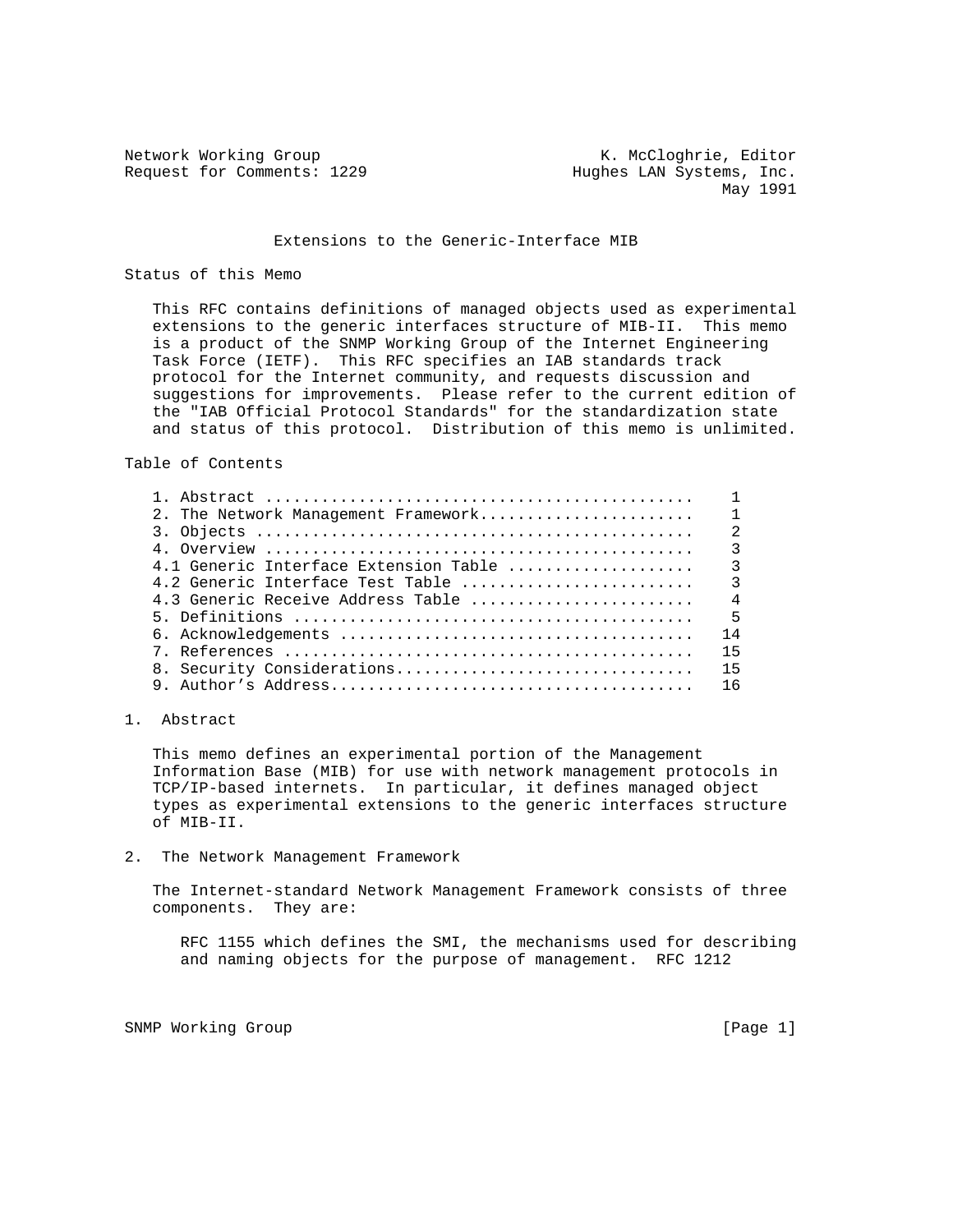Network Working Group K. McCloghrie, Editor
Request for Comments: 1229 Hughes LAN Systems, Inc.
May 1991

# Extensions to the Generic-Interface MIB

## Status of this Memo

This RFC contains definitions of managed objects used as experimental extensions to the generic interfaces structure of MIB-II. This memo is a product of the SNMP Working Group of the Internet Engineering Task Force (IETF). This RFC specifies an IAB standards track protocol for the Internet community, and requests discussion and suggestions for improvements. Please refer to the current edition of the "IAB Official Protocol Standards" for the standardization state and status of this protocol. Distribution of this memo is unlimited.

## Table of Contents

```
1. Abstract ..............................................    1
2. The Network Management Framework.......................    1
3. Objects ...............................................    2
4. Overview ..............................................    3
4.1 Generic Interface Extension Table ....................    3
4.2 Generic Interface Test Table .........................    3
4.3 Generic Receive Address Table ........................    4
5. Definitions ...........................................    5
6. Acknowledgements ......................................   14
7. References ............................................   15
8. Security Considerations................................   15
9. Author's Address.......................................   16
```

## 1. Abstract

This memo defines an experimental portion of the Management Information Base (MIB) for use with network management protocols in TCP/IP-based internets. In particular, it defines managed object types as experimental extensions to the generic interfaces structure of MIB-II.

## 2. The Network Management Framework

The Internet-standard Network Management Framework consists of three components. They are:

RFC 1155 which defines the SMI, the mechanisms used for describing and naming objects for the purpose of management. RFC 1212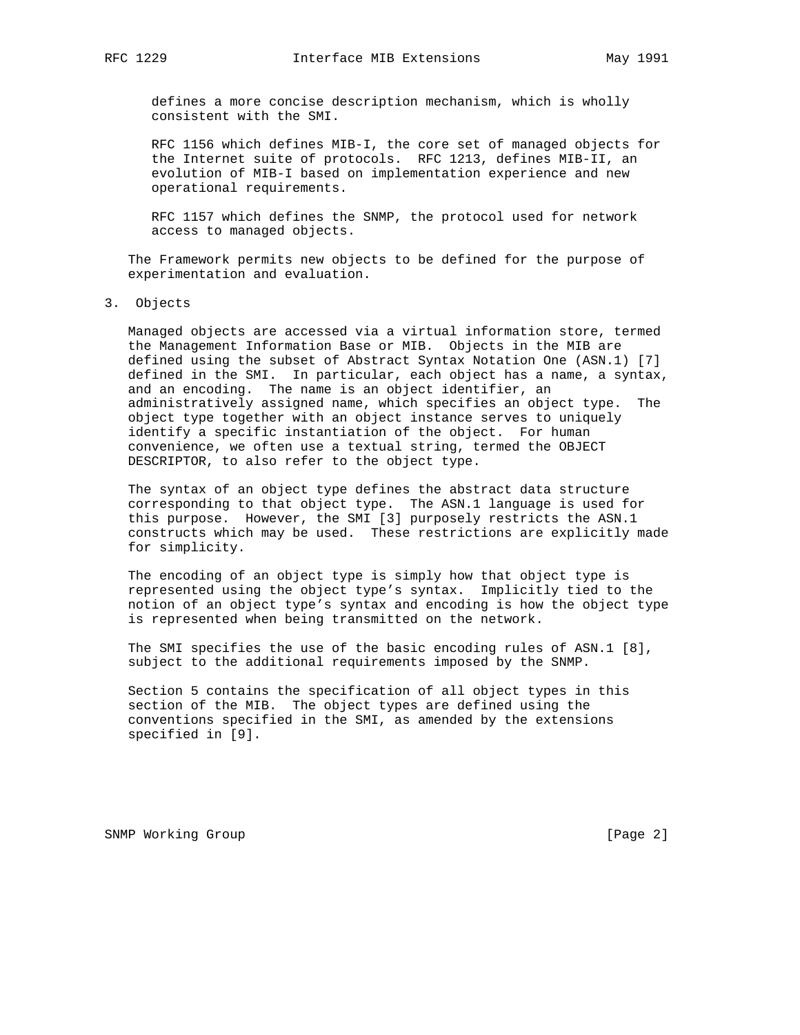defines a more concise description mechanism, which is wholly consistent with the SMI.

RFC 1156 which defines MIB-I, the core set of managed objects for the Internet suite of protocols. RFC 1213, defines MIB-II, an evolution of MIB-I based on implementation experience and new operational requirements.

RFC 1157 which defines the SNMP, the protocol used for network access to managed objects.

The Framework permits new objects to be defined for the purpose of experimentation and evaluation.

## 3. Objects

Managed objects are accessed via a virtual information store, termed the Management Information Base or MIB. Objects in the MIB are defined using the subset of Abstract Syntax Notation One (ASN.1) [7] defined in the SMI. In particular, each object has a name, a syntax, and an encoding. The name is an object identifier, an administratively assigned name, which specifies an object type. The object type together with an object instance serves to uniquely identify a specific instantiation of the object. For human convenience, we often use a textual string, termed the OBJECT DESCRIPTOR, to also refer to the object type.

The syntax of an object type defines the abstract data structure corresponding to that object type. The ASN.1 language is used for this purpose. However, the SMI [3] purposely restricts the ASN.1 constructs which may be used. These restrictions are explicitly made for simplicity.

The encoding of an object type is simply how that object type is represented using the object type's syntax. Implicitly tied to the notion of an object type's syntax and encoding is how the object type is represented when being transmitted on the network.

The SMI specifies the use of the basic encoding rules of ASN.1 [8], subject to the additional requirements imposed by the SNMP.

Section 5 contains the specification of all object types in this section of the MIB. The object types are defined using the conventions specified in the SMI, as amended by the extensions specified in [9].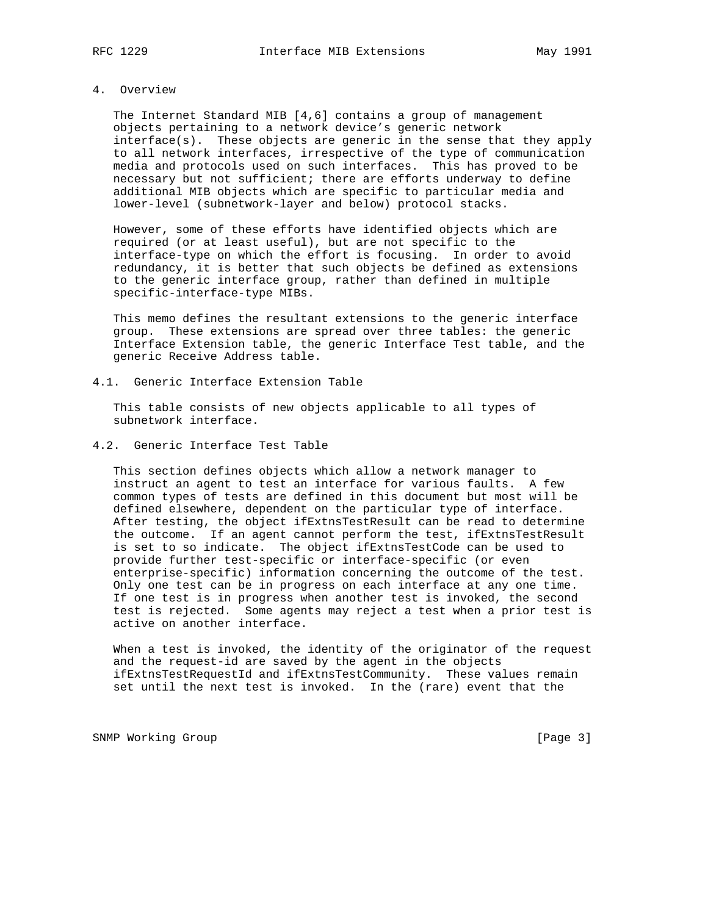## 4. Overview

The Internet Standard MIB [4,6] contains a group of management objects pertaining to a network device's generic network interface(s). These objects are generic in the sense that they apply to all network interfaces, irrespective of the type of communication media and protocols used on such interfaces. This has proved to be necessary but not sufficient; there are efforts underway to define additional MIB objects which are specific to particular media and lower-level (subnetwork-layer and below) protocol stacks.

However, some of these efforts have identified objects which are required (or at least useful), but are not specific to the interface-type on which the effort is focusing. In order to avoid redundancy, it is better that such objects be defined as extensions to the generic interface group, rather than defined in multiple specific-interface-type MIBs.

This memo defines the resultant extensions to the generic interface group. These extensions are spread over three tables: the generic Interface Extension table, the generic Interface Test table, and the generic Receive Address table.

### 4.1. Generic Interface Extension Table

This table consists of new objects applicable to all types of subnetwork interface.

### 4.2. Generic Interface Test Table

This section defines objects which allow a network manager to instruct an agent to test an interface for various faults. A few common types of tests are defined in this document but most will be defined elsewhere, dependent on the particular type of interface. After testing, the object ifExtnsTestResult can be read to determine the outcome. If an agent cannot perform the test, ifExtnsTestResult is set to so indicate. The object ifExtnsTestCode can be used to provide further test-specific or interface-specific (or even enterprise-specific) information concerning the outcome of the test. Only one test can be in progress on each interface at any one time. If one test is in progress when another test is invoked, the second test is rejected. Some agents may reject a test when a prior test is active on another interface.

When a test is invoked, the identity of the originator of the request and the request-id are saved by the agent in the objects ifExtnsTestRequestId and ifExtnsTestCommunity. These values remain set until the next test is invoked. In the (rare) event that the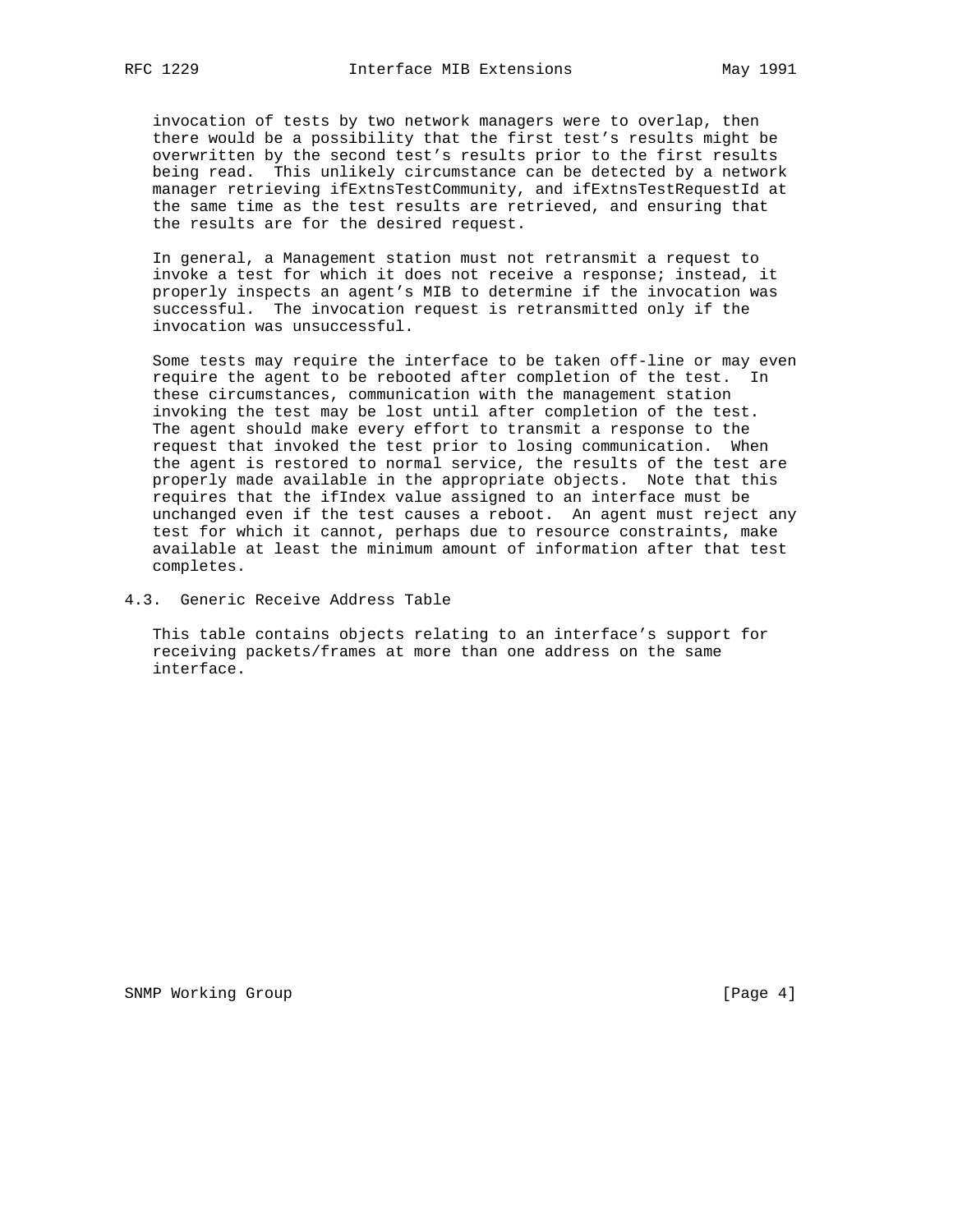invocation of tests by two network managers were to overlap, then there would be a possibility that the first test's results might be overwritten by the second test's results prior to the first results being read. This unlikely circumstance can be detected by a network manager retrieving ifExtnsTestCommunity, and ifExtnsTestRequestId at the same time as the test results are retrieved, and ensuring that the results are for the desired request.

In general, a Management station must not retransmit a request to invoke a test for which it does not receive a response; instead, it properly inspects an agent's MIB to determine if the invocation was successful. The invocation request is retransmitted only if the invocation was unsuccessful.

Some tests may require the interface to be taken off-line or may even require the agent to be rebooted after completion of the test. In these circumstances, communication with the management station invoking the test may be lost until after completion of the test. The agent should make every effort to transmit a response to the request that invoked the test prior to losing communication. When the agent is restored to normal service, the results of the test are properly made available in the appropriate objects. Note that this requires that the ifIndex value assigned to an interface must be unchanged even if the test causes a reboot. An agent must reject any test for which it cannot, perhaps due to resource constraints, make available at least the minimum amount of information after that test completes.

## 4.3. Generic Receive Address Table

This table contains objects relating to an interface's support for receiving packets/frames at more than one address on the same interface.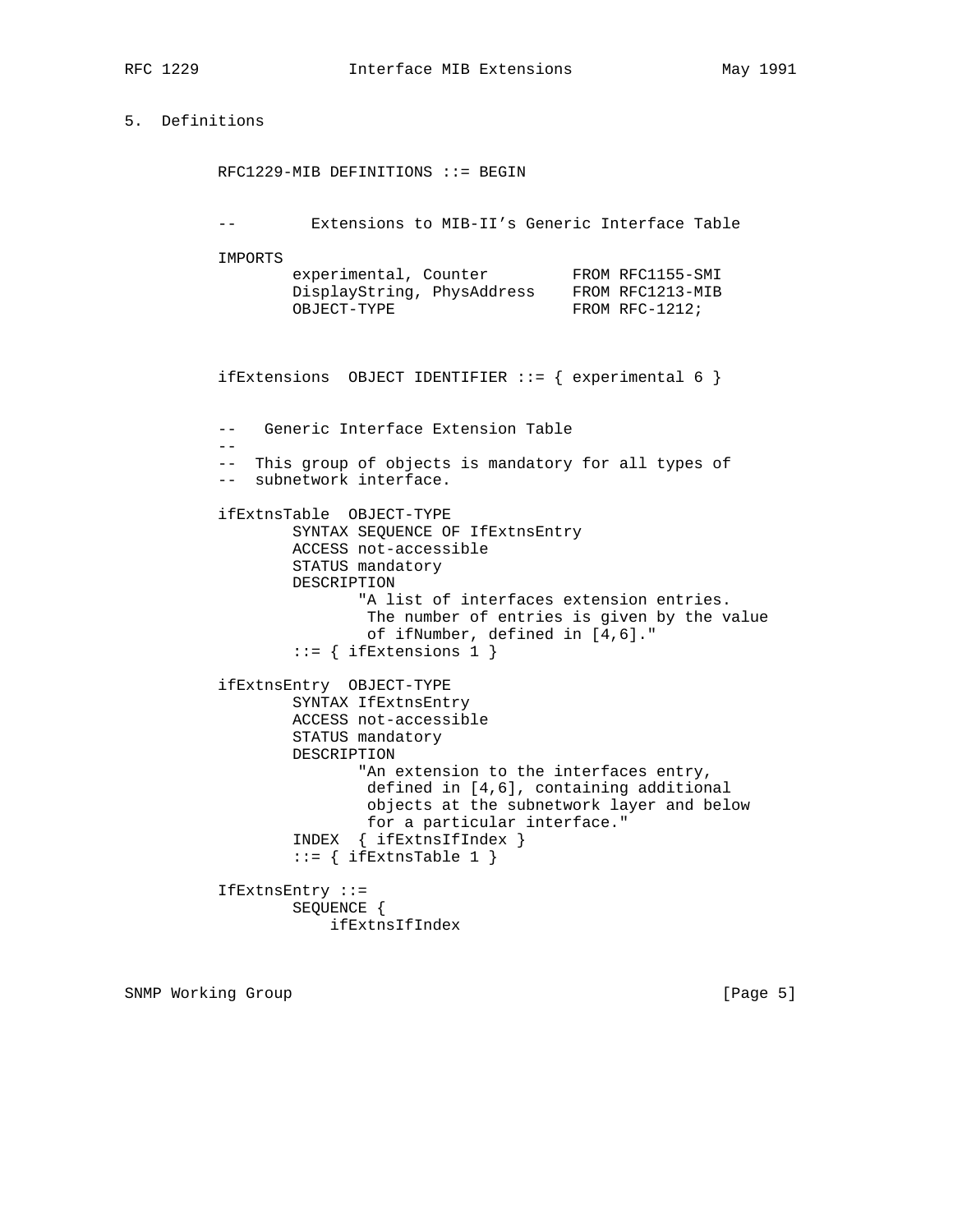## 5. Definitions

```
RFC1229-MIB DEFINITIONS ::= BEGIN


--        Extensions to MIB-II's Generic Interface Table

IMPORTS
        experimental, Counter         FROM RFC1155-SMI
        DisplayString, PhysAddress    FROM RFC1213-MIB
        OBJECT-TYPE                   FROM RFC-1212;



ifExtensions  OBJECT IDENTIFIER ::= { experimental 6 }


--   Generic Interface Extension Table
--
--  This group of objects is mandatory for all types of
--  subnetwork interface.

ifExtnsTable  OBJECT-TYPE
        SYNTAX SEQUENCE OF IfExtnsEntry
        ACCESS not-accessible
        STATUS mandatory
        DESCRIPTION
               "A list of interfaces extension entries.
                The number of entries is given by the value
                of ifNumber, defined in [4,6]."
        ::= { ifExtensions 1 }

ifExtnsEntry  OBJECT-TYPE
        SYNTAX IfExtnsEntry
        ACCESS not-accessible
        STATUS mandatory
        DESCRIPTION
               "An extension to the interfaces entry,
                defined in [4,6], containing additional
                objects at the subnetwork layer and below
                for a particular interface."
        INDEX  { ifExtnsIfIndex }
        ::= { ifExtnsTable 1 }

IfExtnsEntry ::=
        SEQUENCE {
            ifExtnsIfIndex
```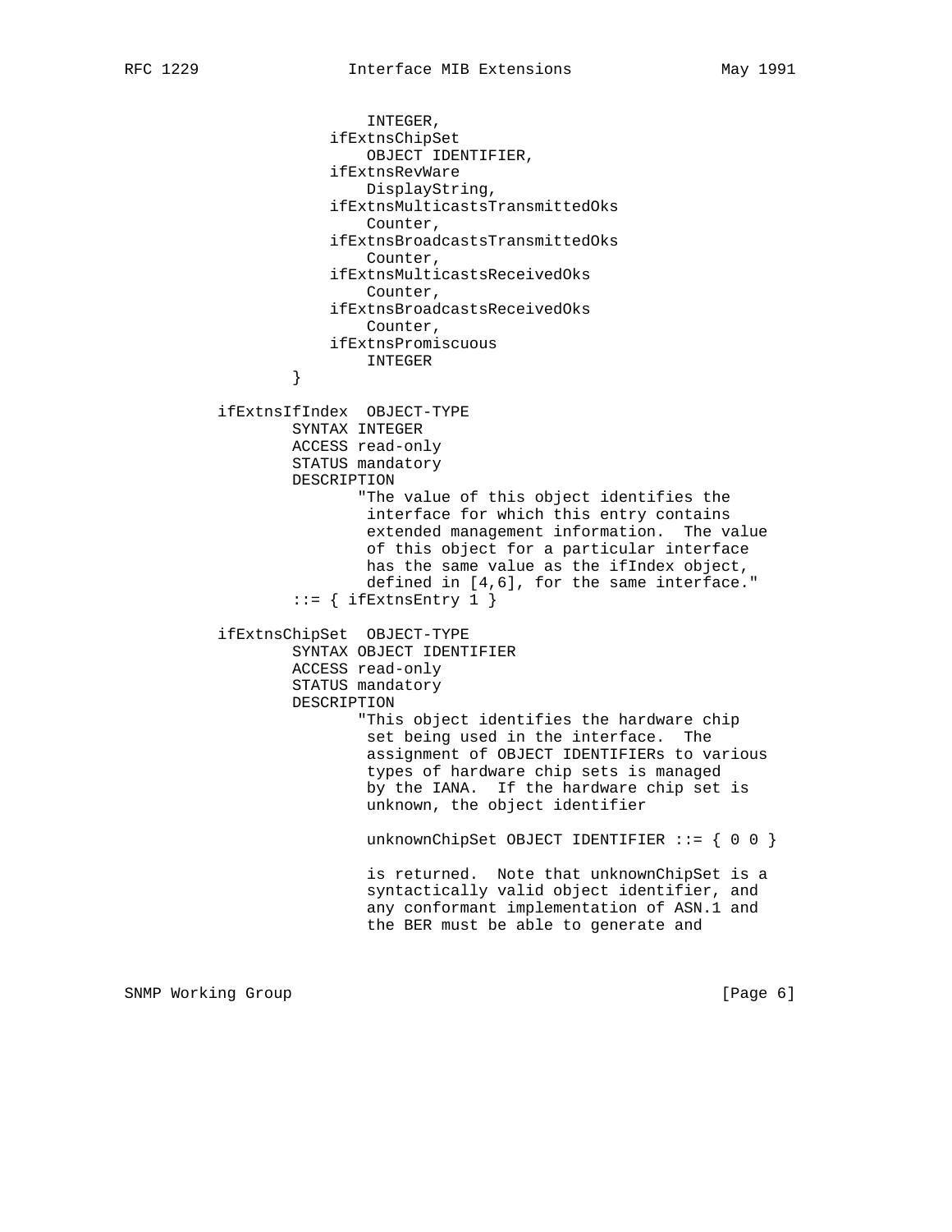```
                       INTEGER,
                   ifExtnsChipSet
                       OBJECT IDENTIFIER,
                   ifExtnsRevWare
                       DisplayString,
                   ifExtnsMulticastsTransmittedOks
                       Counter,
                   ifExtnsBroadcastsTransmittedOks
                       Counter,
                   ifExtnsMulticastsReceivedOks
                       Counter,
                   ifExtnsBroadcastsReceivedOks
                       Counter,
                   ifExtnsPromiscuous
                       INTEGER
               }

           ifExtnsIfIndex  OBJECT-TYPE
                   SYNTAX INTEGER
                   ACCESS read-only
                   STATUS mandatory
                   DESCRIPTION
                          "The value of this object identifies the
                           interface for which this entry contains
                           extended management information.  The value
                           of this object for a particular interface
                           has the same value as the ifIndex object,
                           defined in [4,6], for the same interface."
                   ::= { ifExtnsEntry 1 }

           ifExtnsChipSet  OBJECT-TYPE
                   SYNTAX OBJECT IDENTIFIER
                   ACCESS read-only
                   STATUS mandatory
                   DESCRIPTION
                          "This object identifies the hardware chip
                           set being used in the interface.  The
                           assignment of OBJECT IDENTIFIERs to various
                           types of hardware chip sets is managed
                           by the IANA.  If the hardware chip set is
                           unknown, the object identifier

                           unknownChipSet OBJECT IDENTIFIER ::= { 0 0 }

                           is returned.  Note that unknownChipSet is a
                           syntactically valid object identifier, and
                           any conformant implementation of ASN.1 and
                           the BER must be able to generate and
```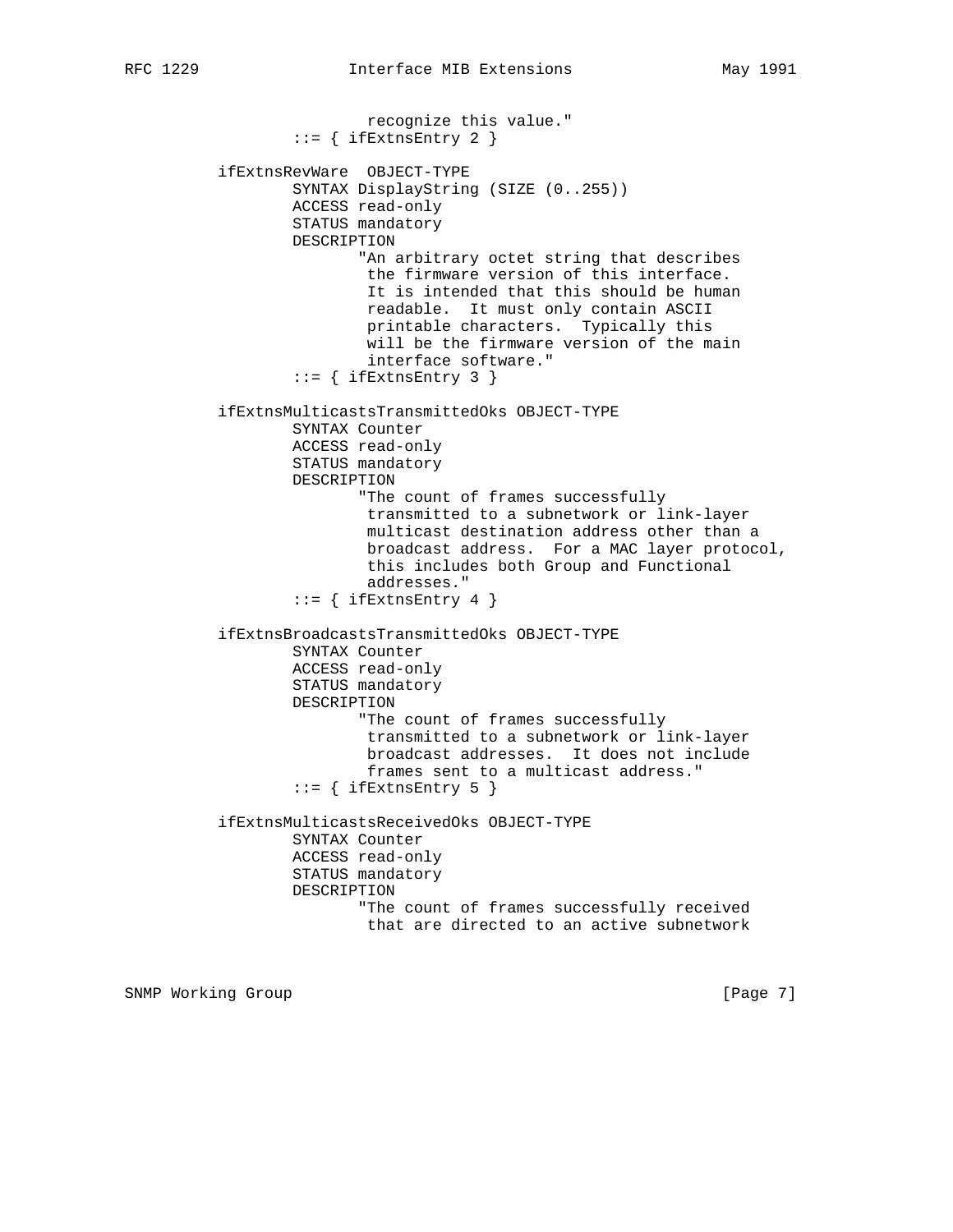```
                    recognize this value."
            ::= { ifExtnsEntry 2 }

        ifExtnsRevWare  OBJECT-TYPE
                SYNTAX DisplayString (SIZE (0..255))
                ACCESS read-only
                STATUS mandatory
                DESCRIPTION
                       "An arbitrary octet string that describes
                        the firmware version of this interface.
                        It is intended that this should be human
                        readable.  It must only contain ASCII
                        printable characters.  Typically this
                        will be the firmware version of the main
                        interface software."
                ::= { ifExtnsEntry 3 }

        ifExtnsMulticastsTransmittedOks OBJECT-TYPE
                SYNTAX Counter
                ACCESS read-only
                STATUS mandatory
                DESCRIPTION
                       "The count of frames successfully
                        transmitted to a subnetwork or link-layer
                        multicast destination address other than a
                        broadcast address.  For a MAC layer protocol,
                        this includes both Group and Functional
                        addresses."
                ::= { ifExtnsEntry 4 }

        ifExtnsBroadcastsTransmittedOks OBJECT-TYPE
                SYNTAX Counter
                ACCESS read-only
                STATUS mandatory
                DESCRIPTION
                       "The count of frames successfully
                        transmitted to a subnetwork or link-layer
                        broadcast addresses.  It does not include
                        frames sent to a multicast address."
                ::= { ifExtnsEntry 5 }

        ifExtnsMulticastsReceivedOks OBJECT-TYPE
                SYNTAX Counter
                ACCESS read-only
                STATUS mandatory
                DESCRIPTION
                       "The count of frames successfully received
                        that are directed to an active subnetwork
```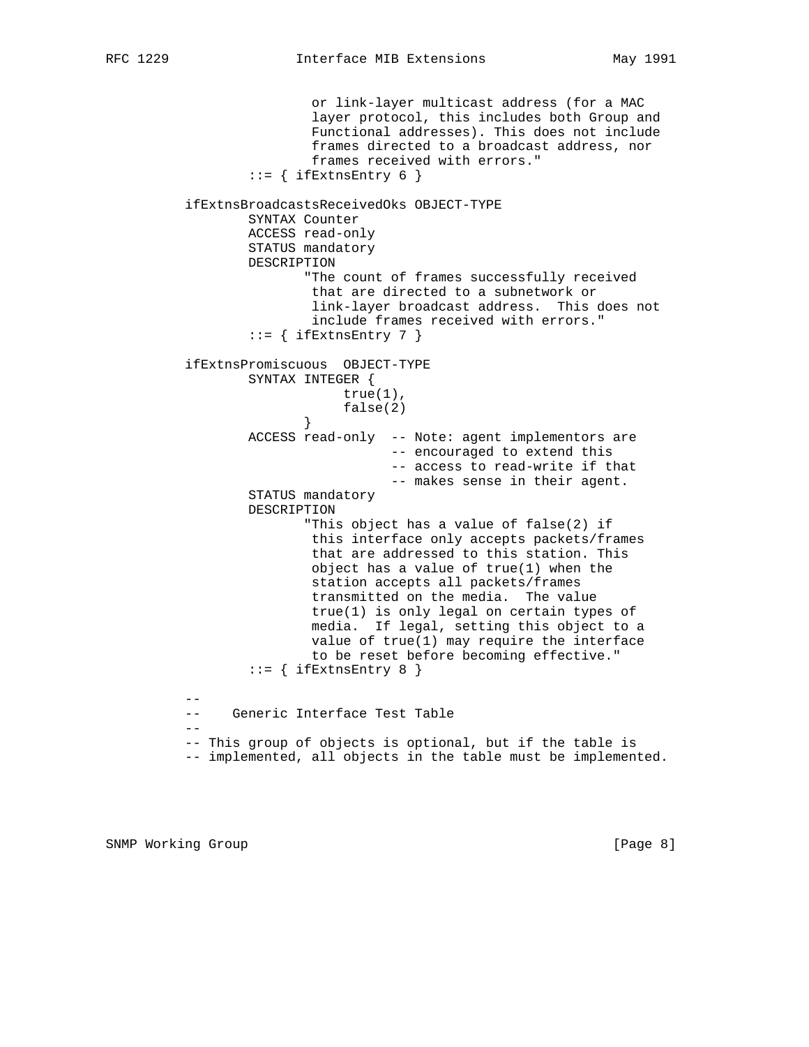```
                     or link-layer multicast address (for a MAC
                     layer protocol, this includes both Group and
                     Functional addresses). This does not include
                     frames directed to a broadcast address, nor
                     frames received with errors."
             ::= { ifExtnsEntry 6 }

     ifExtnsBroadcastsReceivedOks OBJECT-TYPE
             SYNTAX Counter
             ACCESS read-only
             STATUS mandatory
             DESCRIPTION
                    "The count of frames successfully received
                     that are directed to a subnetwork or
                     link-layer broadcast address.  This does not
                     include frames received with errors."
             ::= { ifExtnsEntry 7 }

     ifExtnsPromiscuous  OBJECT-TYPE
             SYNTAX INTEGER {
                         true(1),
                         false(2)
                    }
             ACCESS read-only  -- Note: agent implementors are
                               -- encouraged to extend this
                               -- access to read-write if that
                               -- makes sense in their agent.
             STATUS mandatory
             DESCRIPTION
                    "This object has a value of false(2) if
                     this interface only accepts packets/frames
                     that are addressed to this station. This
                     object has a value of true(1) when the
                     station accepts all packets/frames
                     transmitted on the media.  The value
                     true(1) is only legal on certain types of
                     media.  If legal, setting this object to a
                     value of true(1) may require the interface
                     to be reset before becoming effective."
             ::= { ifExtnsEntry 8 }

     --
     --    Generic Interface Test Table
     --
     -- This group of objects is optional, but if the table is
     -- implemented, all objects in the table must be implemented.
```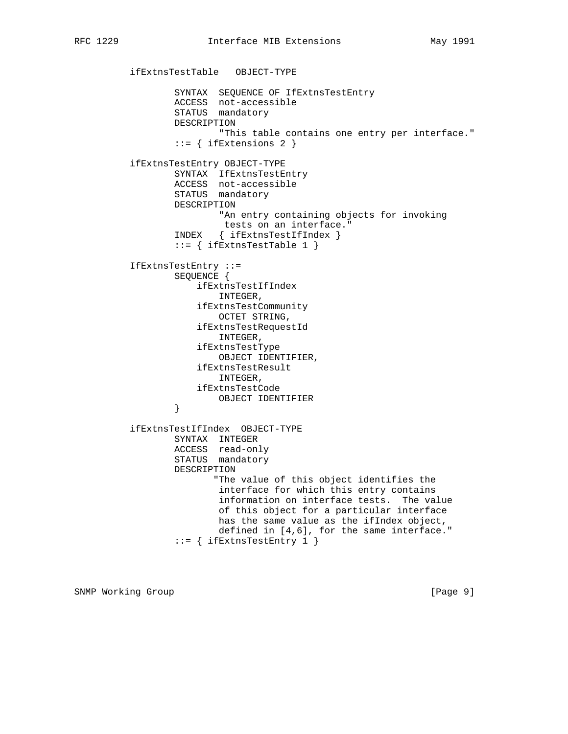```
ifExtnsTestTable   OBJECT-TYPE

        SYNTAX  SEQUENCE OF IfExtnsTestEntry
        ACCESS  not-accessible
        STATUS  mandatory
        DESCRIPTION
                "This table contains one entry per interface."
        ::= { ifExtensions 2 }

ifExtnsTestEntry OBJECT-TYPE
        SYNTAX  IfExtnsTestEntry
        ACCESS  not-accessible
        STATUS  mandatory
        DESCRIPTION
                "An entry containing objects for invoking
                 tests on an interface."
        INDEX   { ifExtnsTestIfIndex }
        ::= { ifExtnsTestTable 1 }

IfExtnsTestEntry ::=
        SEQUENCE {
            ifExtnsTestIfIndex
                INTEGER,
            ifExtnsTestCommunity
                OCTET STRING,
            ifExtnsTestRequestId
                INTEGER,
            ifExtnsTestType
                OBJECT IDENTIFIER,
            ifExtnsTestResult
                INTEGER,
            ifExtnsTestCode
                OBJECT IDENTIFIER
        }

ifExtnsTestIfIndex  OBJECT-TYPE
        SYNTAX  INTEGER
        ACCESS  read-only
        STATUS  mandatory
        DESCRIPTION
               "The value of this object identifies the
                interface for which this entry contains
                information on interface tests.  The value
                of this object for a particular interface
                has the same value as the ifIndex object,
                defined in [4,6], for the same interface."
        ::= { ifExtnsTestEntry 1 }
```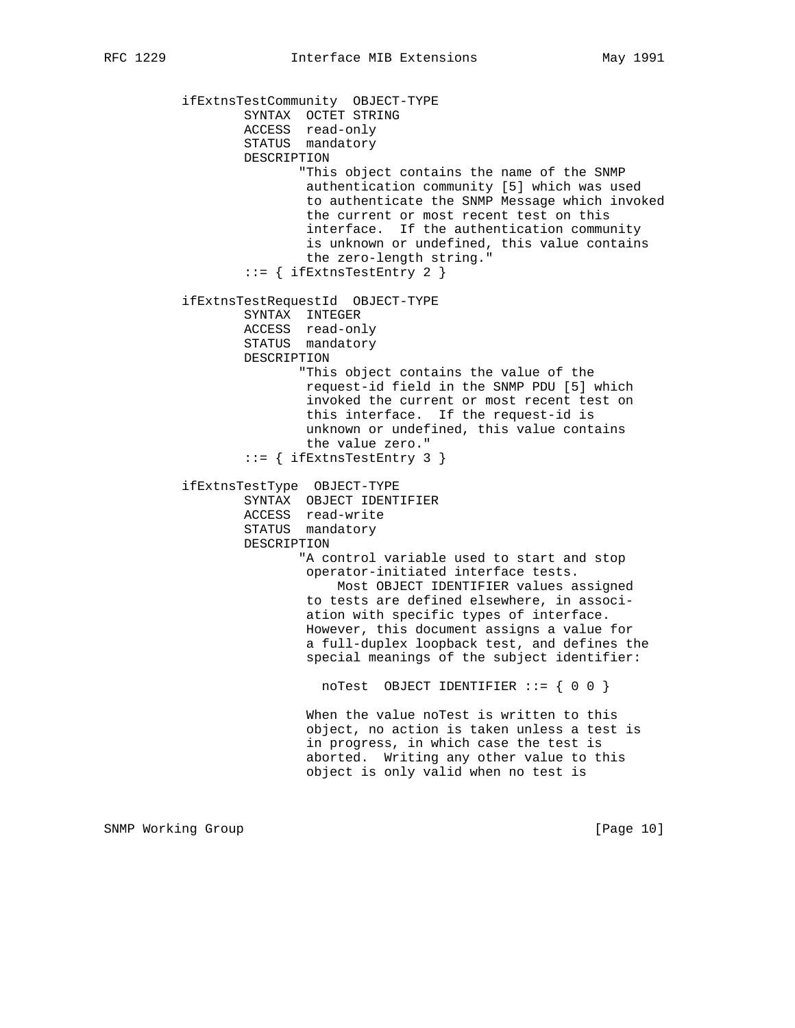```
          ifExtnsTestCommunity  OBJECT-TYPE
                  SYNTAX  OCTET STRING
                  ACCESS  read-only
                  STATUS  mandatory
                  DESCRIPTION
                         "This object contains the name of the SNMP
                          authentication community [5] which was used
                          to authenticate the SNMP Message which invoked
                          the current or most recent test on this
                          interface.  If the authentication community
                          is unknown or undefined, this value contains
                          the zero-length string."
                  ::= { ifExtnsTestEntry 2 }

          ifExtnsTestRequestId  OBJECT-TYPE
                  SYNTAX  INTEGER
                  ACCESS  read-only
                  STATUS  mandatory
                  DESCRIPTION
                         "This object contains the value of the
                          request-id field in the SNMP PDU [5] which
                          invoked the current or most recent test on
                          this interface.  If the request-id is
                          unknown or undefined, this value contains
                          the value zero."
                  ::= { ifExtnsTestEntry 3 }

          ifExtnsTestType  OBJECT-TYPE
                  SYNTAX  OBJECT IDENTIFIER
                  ACCESS  read-write
                  STATUS  mandatory
                  DESCRIPTION
                         "A control variable used to start and stop
                          operator-initiated interface tests.
                              Most OBJECT IDENTIFIER values assigned
                          to tests are defined elsewhere, in associ-
                          ation with specific types of interface.
                          However, this document assigns a value for
                          a full-duplex loopback test, and defines the
                          special meanings of the subject identifier:

                            noTest  OBJECT IDENTIFIER ::= { 0 0 }

                          When the value noTest is written to this
                          object, no action is taken unless a test is
                          in progress, in which case the test is
                          aborted.  Writing any other value to this
                          object is only valid when no test is
```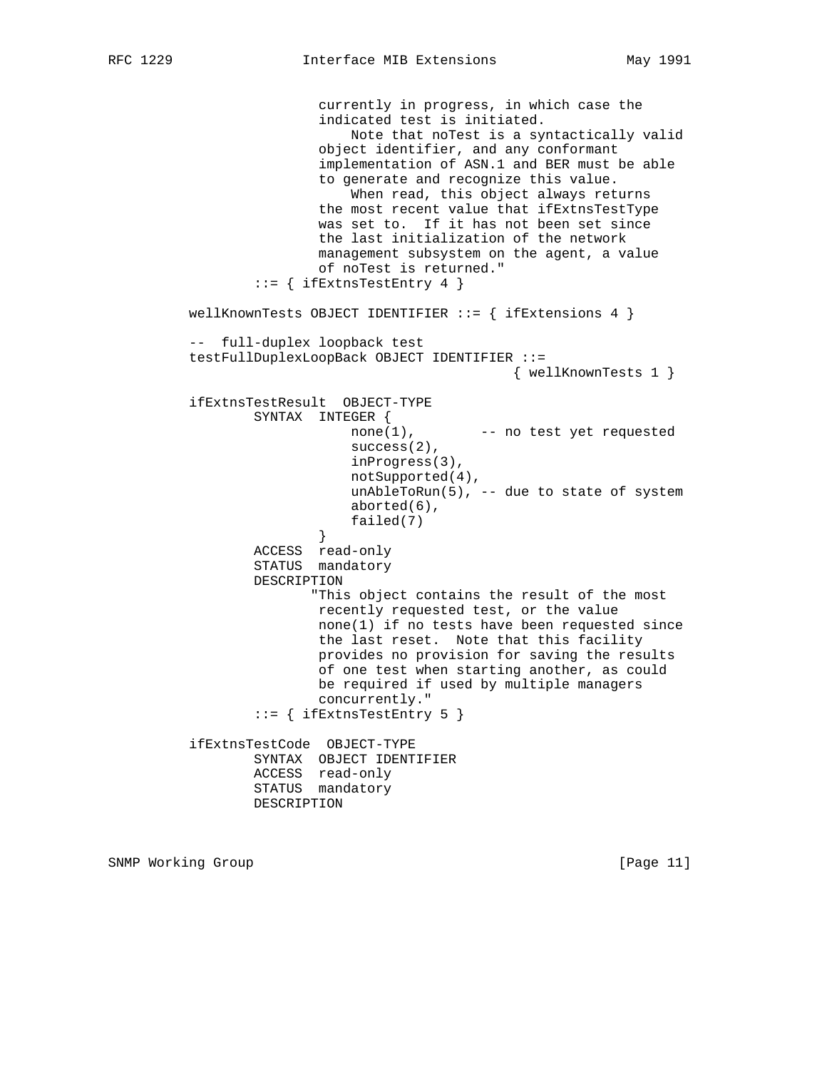```
                    currently in progress, in which case the
                    indicated test is initiated.
                        Note that noTest is a syntactically valid
                    object identifier, and any conformant
                    implementation of ASN.1 and BER must be able
                    to generate and recognize this value.
                        When read, this object always returns
                    the most recent value that ifExtnsTestType
                    was set to.  If it has not been set since
                    the last initialization of the network
                    management subsystem on the agent, a value
                    of noTest is returned."
            ::= { ifExtnsTestEntry 4 }

    wellKnownTests OBJECT IDENTIFIER ::= { ifExtensions 4 }

    --  full-duplex loopback test
    testFullDuplexLoopBack OBJECT IDENTIFIER ::=
                                        { wellKnownTests 1 }

    ifExtnsTestResult  OBJECT-TYPE
            SYNTAX  INTEGER {
                        none(1),        -- no test yet requested
                        success(2),
                        inProgress(3),
                        notSupported(4),
                        unAbleToRun(5), -- due to state of system
                        aborted(6),
                        failed(7)
                    }
            ACCESS  read-only
            STATUS  mandatory
            DESCRIPTION
                   "This object contains the result of the most
                    recently requested test, or the value
                    none(1) if no tests have been requested since
                    the last reset.  Note that this facility
                    provides no provision for saving the results
                    of one test when starting another, as could
                    be required if used by multiple managers
                    concurrently."
            ::= { ifExtnsTestEntry 5 }

    ifExtnsTestCode  OBJECT-TYPE
            SYNTAX  OBJECT IDENTIFIER
            ACCESS  read-only
            STATUS  mandatory
            DESCRIPTION
```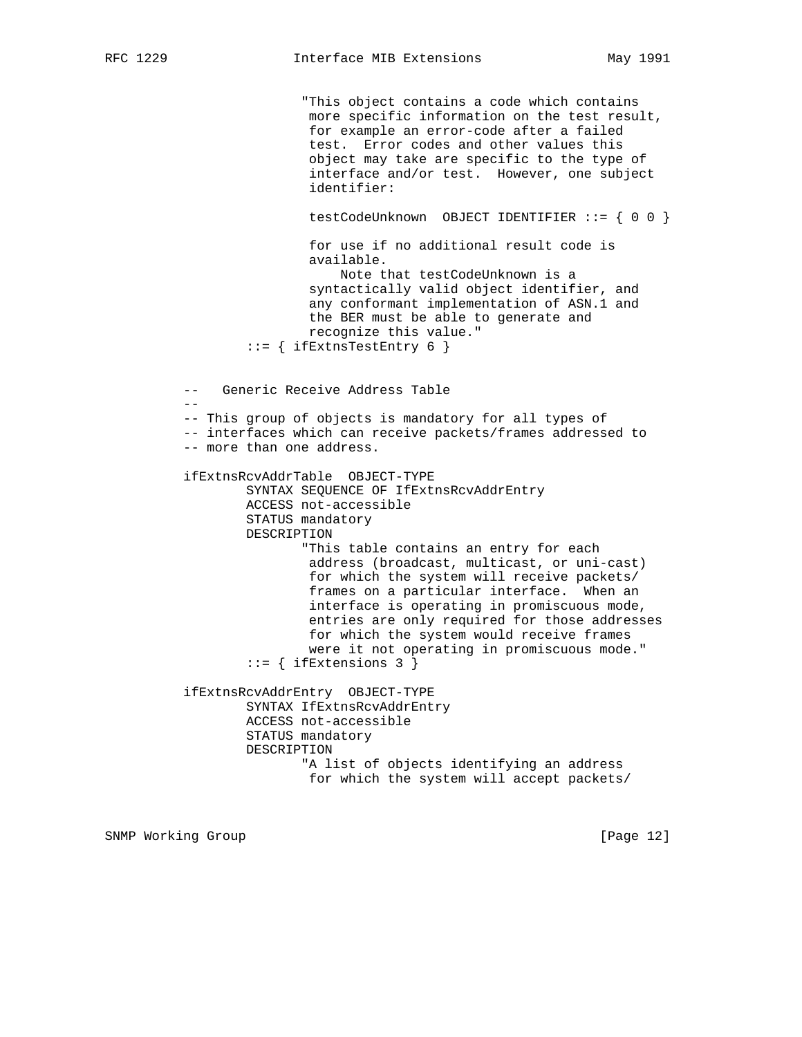```
                    "This object contains a code which contains
                     more specific information on the test result,
                     for example an error-code after a failed
                     test.  Error codes and other values this
                     object may take are specific to the type of
                     interface and/or test.  However, one subject
                     identifier:

                     testCodeUnknown  OBJECT IDENTIFIER ::= { 0 0 }

                     for use if no additional result code is
                     available.
                         Note that testCodeUnknown is a
                     syntactically valid object identifier, and
                     any conformant implementation of ASN.1 and
                     the BER must be able to generate and
                     recognize this value."
                ::= { ifExtnsTestEntry 6 }


          --   Generic Receive Address Table
          --
          -- This group of objects is mandatory for all types of
          -- interfaces which can receive packets/frames addressed to
          -- more than one address.

          ifExtnsRcvAddrTable  OBJECT-TYPE
                  SYNTAX SEQUENCE OF IfExtnsRcvAddrEntry
                  ACCESS not-accessible
                  STATUS mandatory
                  DESCRIPTION
                         "This table contains an entry for each
                          address (broadcast, multicast, or uni-cast)
                          for which the system will receive packets/
                          frames on a particular interface.  When an
                          interface is operating in promiscuous mode,
                          entries are only required for those addresses
                          for which the system would receive frames
                          were it not operating in promiscuous mode."
                  ::= { ifExtensions 3 }

          ifExtnsRcvAddrEntry  OBJECT-TYPE
                  SYNTAX IfExtnsRcvAddrEntry
                  ACCESS not-accessible
                  STATUS mandatory
                  DESCRIPTION
                         "A list of objects identifying an address
                          for which the system will accept packets/
```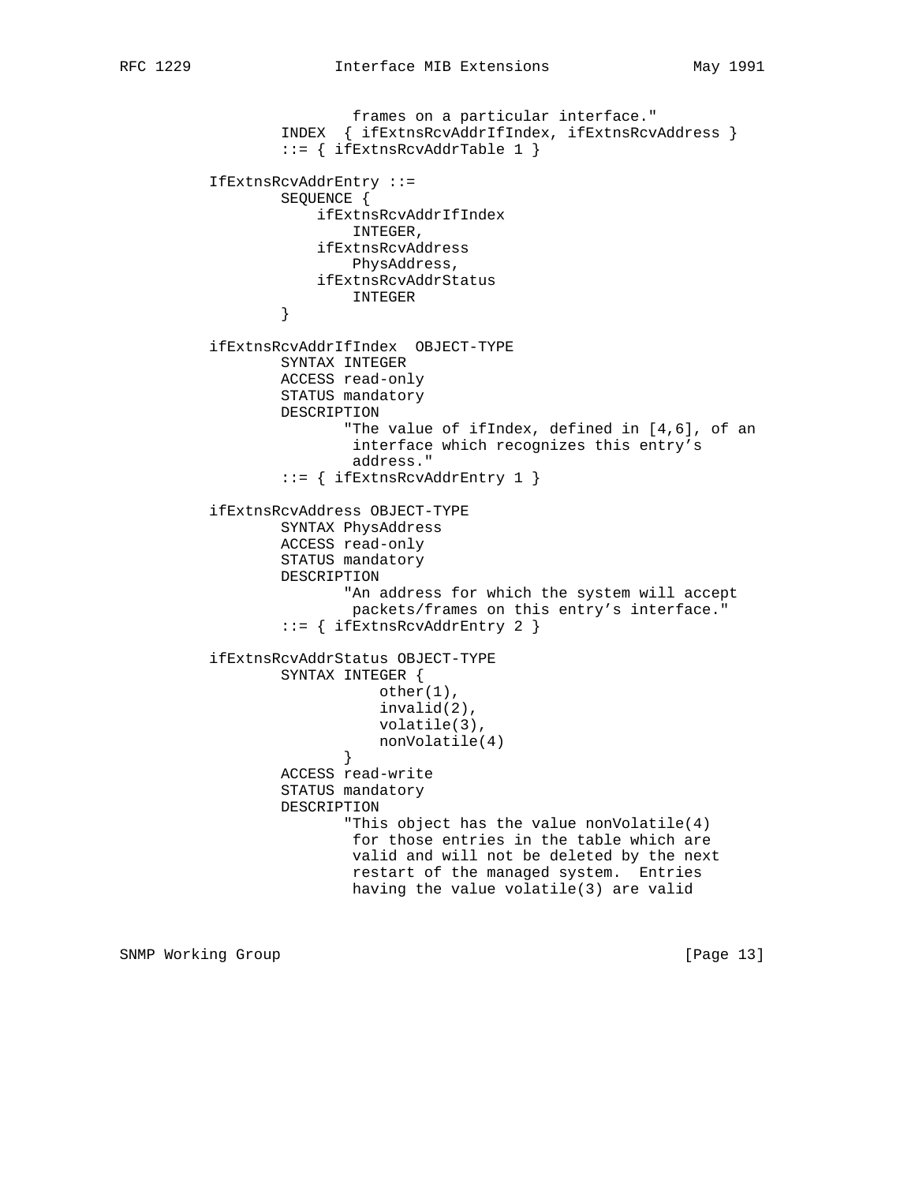```
                         frames on a particular interface."
                INDEX  { ifExtnsRcvAddrIfIndex, ifExtnsRcvAddress }
                ::= { ifExtnsRcvAddrTable 1 }

        IfExtnsRcvAddrEntry ::=
                SEQUENCE {
                    ifExtnsRcvAddrIfIndex
                        INTEGER,
                    ifExtnsRcvAddress
                        PhysAddress,
                    ifExtnsRcvAddrStatus
                        INTEGER
                }

        ifExtnsRcvAddrIfIndex  OBJECT-TYPE
                SYNTAX INTEGER
                ACCESS read-only
                STATUS mandatory
                DESCRIPTION
                       "The value of ifIndex, defined in [4,6], of an
                        interface which recognizes this entry's
                        address."
                ::= { ifExtnsRcvAddrEntry 1 }

        ifExtnsRcvAddress OBJECT-TYPE
                SYNTAX PhysAddress
                ACCESS read-only
                STATUS mandatory
                DESCRIPTION
                       "An address for which the system will accept
                        packets/frames on this entry's interface."
                ::= { ifExtnsRcvAddrEntry 2 }

        ifExtnsRcvAddrStatus OBJECT-TYPE
                SYNTAX INTEGER {
                           other(1),
                           invalid(2),
                           volatile(3),
                           nonVolatile(4)
                       }
                ACCESS read-write
                STATUS mandatory
                DESCRIPTION
                       "This object has the value nonVolatile(4)
                        for those entries in the table which are
                        valid and will not be deleted by the next
                        restart of the managed system.  Entries
                        having the value volatile(3) are valid
```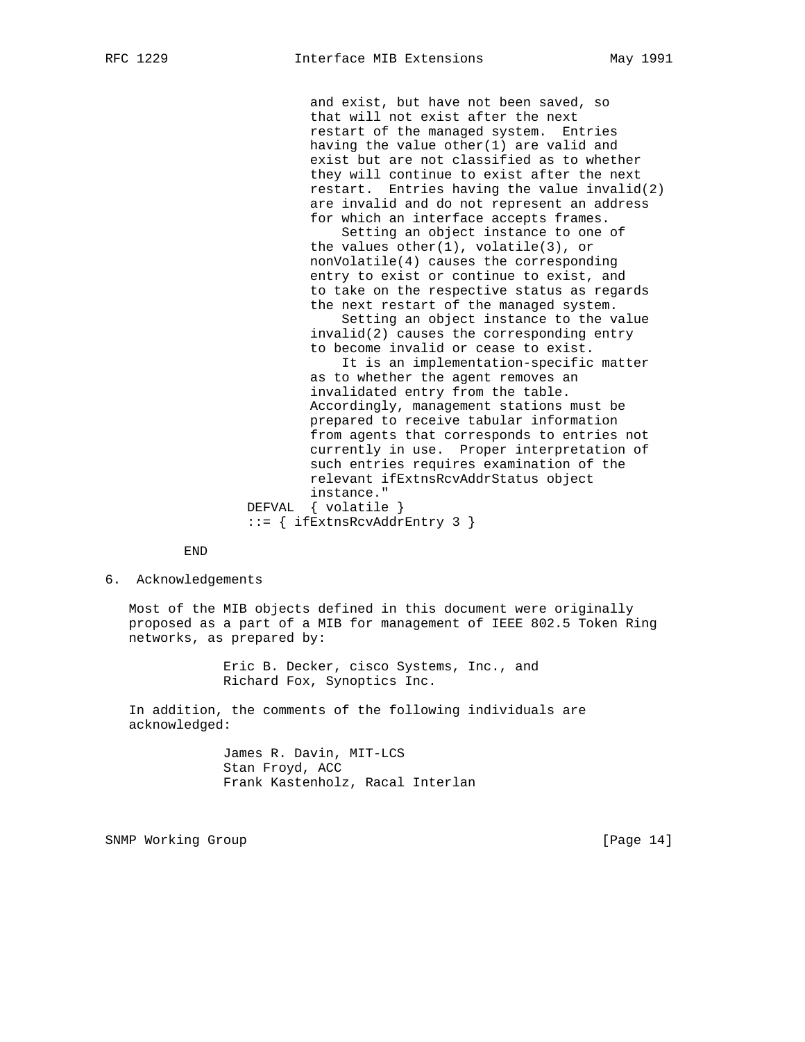```
                    and exist, but have not been saved, so
                    that will not exist after the next
                    restart of the managed system.  Entries
                    having the value other(1) are valid and
                    exist but are not classified as to whether
                    they will continue to exist after the next
                    restart.  Entries having the value invalid(2)
                    are invalid and do not represent an address
                    for which an interface accepts frames.
                        Setting an object instance to one of
                    the values other(1), volatile(3), or
                    nonVolatile(4) causes the corresponding
                    entry to exist or continue to exist, and
                    to take on the respective status as regards
                    the next restart of the managed system.
                        Setting an object instance to the value
                    invalid(2) causes the corresponding entry
                    to become invalid or cease to exist.
                        It is an implementation-specific matter
                    as to whether the agent removes an
                    invalidated entry from the table.
                    Accordingly, management stations must be
                    prepared to receive tabular information
                    from agents that corresponds to entries not
                    currently in use.  Proper interpretation of
                    such entries requires examination of the
                    relevant ifExtnsRcvAddrStatus object
                    instance."
            DEFVAL  { volatile }
            ::= { ifExtnsRcvAddrEntry 3 }

   END
```

## 6. Acknowledgements

Most of the MIB objects defined in this document were originally proposed as a part of a MIB for management of IEEE 802.5 Token Ring networks, as prepared by:

Eric B. Decker, cisco Systems, Inc., and
Richard Fox, Synoptics Inc.

In addition, the comments of the following individuals are acknowledged:

James R. Davin, MIT-LCS
Stan Froyd, ACC
Frank Kastenholz, Racal Interlan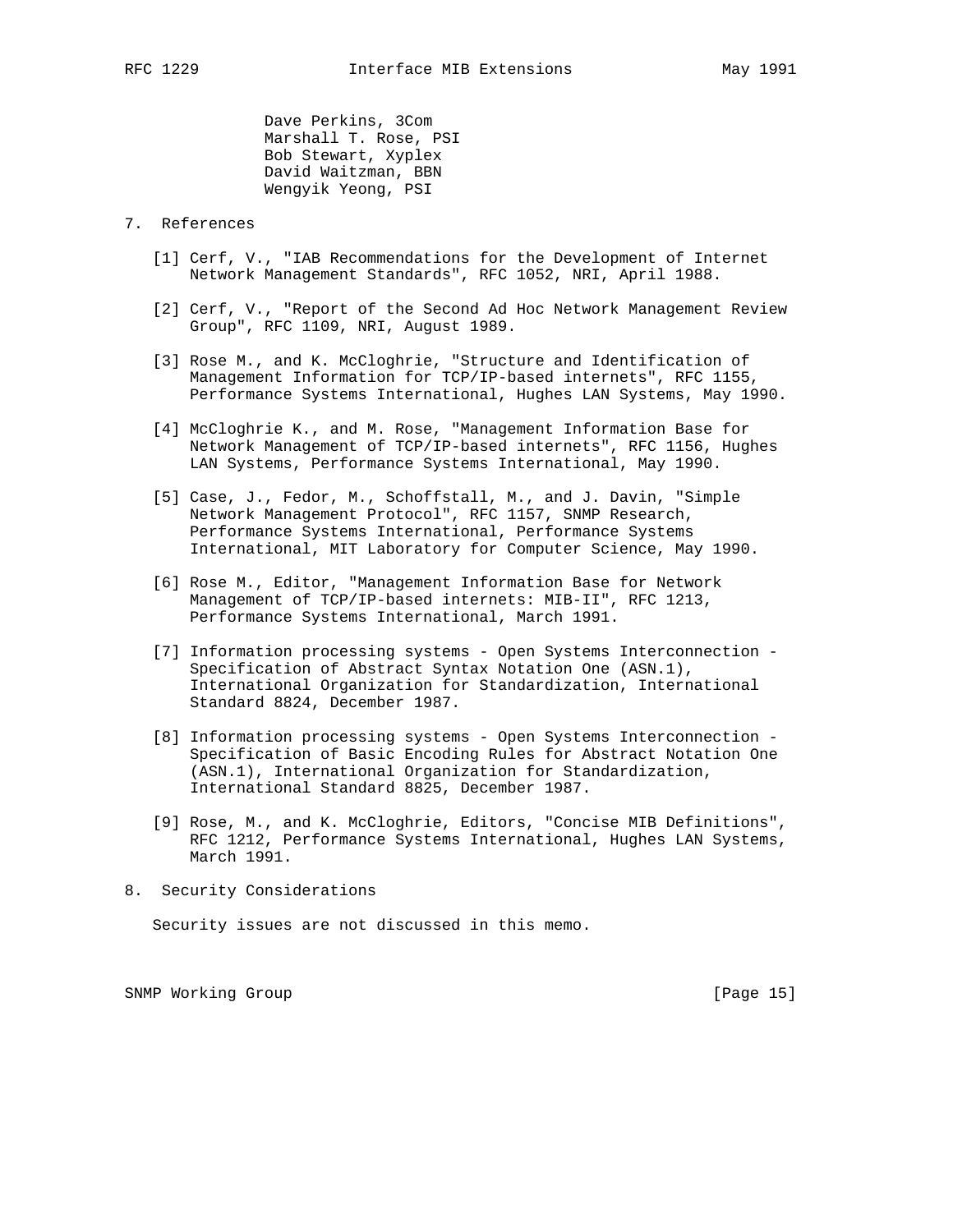Dave Perkins, 3Com
Marshall T. Rose, PSI
Bob Stewart, Xyplex
David Waitzman, BBN
Wengyik Yeong, PSI

## 7. References

[1] Cerf, V., "IAB Recommendations for the Development of Internet Network Management Standards", RFC 1052, NRI, April 1988.

[2] Cerf, V., "Report of the Second Ad Hoc Network Management Review Group", RFC 1109, NRI, August 1989.

[3] Rose M., and K. McCloghrie, "Structure and Identification of Management Information for TCP/IP-based internets", RFC 1155, Performance Systems International, Hughes LAN Systems, May 1990.

[4] McCloghrie K., and M. Rose, "Management Information Base for Network Management of TCP/IP-based internets", RFC 1156, Hughes LAN Systems, Performance Systems International, May 1990.

[5] Case, J., Fedor, M., Schoffstall, M., and J. Davin, "Simple Network Management Protocol", RFC 1157, SNMP Research, Performance Systems International, Performance Systems International, MIT Laboratory for Computer Science, May 1990.

[6] Rose M., Editor, "Management Information Base for Network Management of TCP/IP-based internets: MIB-II", RFC 1213, Performance Systems International, March 1991.

[7] Information processing systems - Open Systems Interconnection - Specification of Abstract Syntax Notation One (ASN.1), International Organization for Standardization, International Standard 8824, December 1987.

[8] Information processing systems - Open Systems Interconnection - Specification of Basic Encoding Rules for Abstract Notation One (ASN.1), International Organization for Standardization, International Standard 8825, December 1987.

[9] Rose, M., and K. McCloghrie, Editors, "Concise MIB Definitions", RFC 1212, Performance Systems International, Hughes LAN Systems, March 1991.

## 8. Security Considerations

Security issues are not discussed in this memo.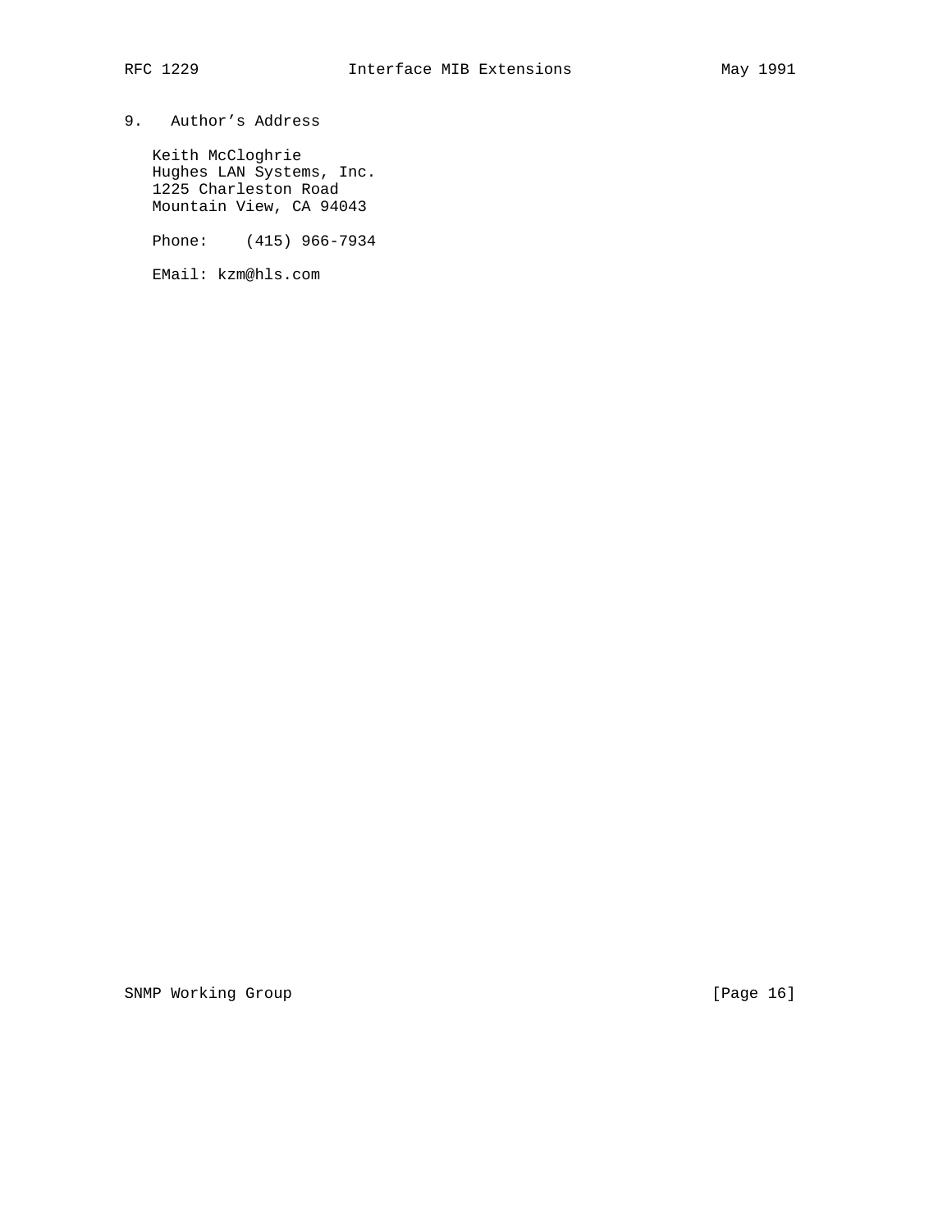## 9. Author's Address

Keith McCloghrie
Hughes LAN Systems, Inc.
1225 Charleston Road
Mountain View, CA 94043

Phone: (415) 966-7934

EMail: kzm@hls.com